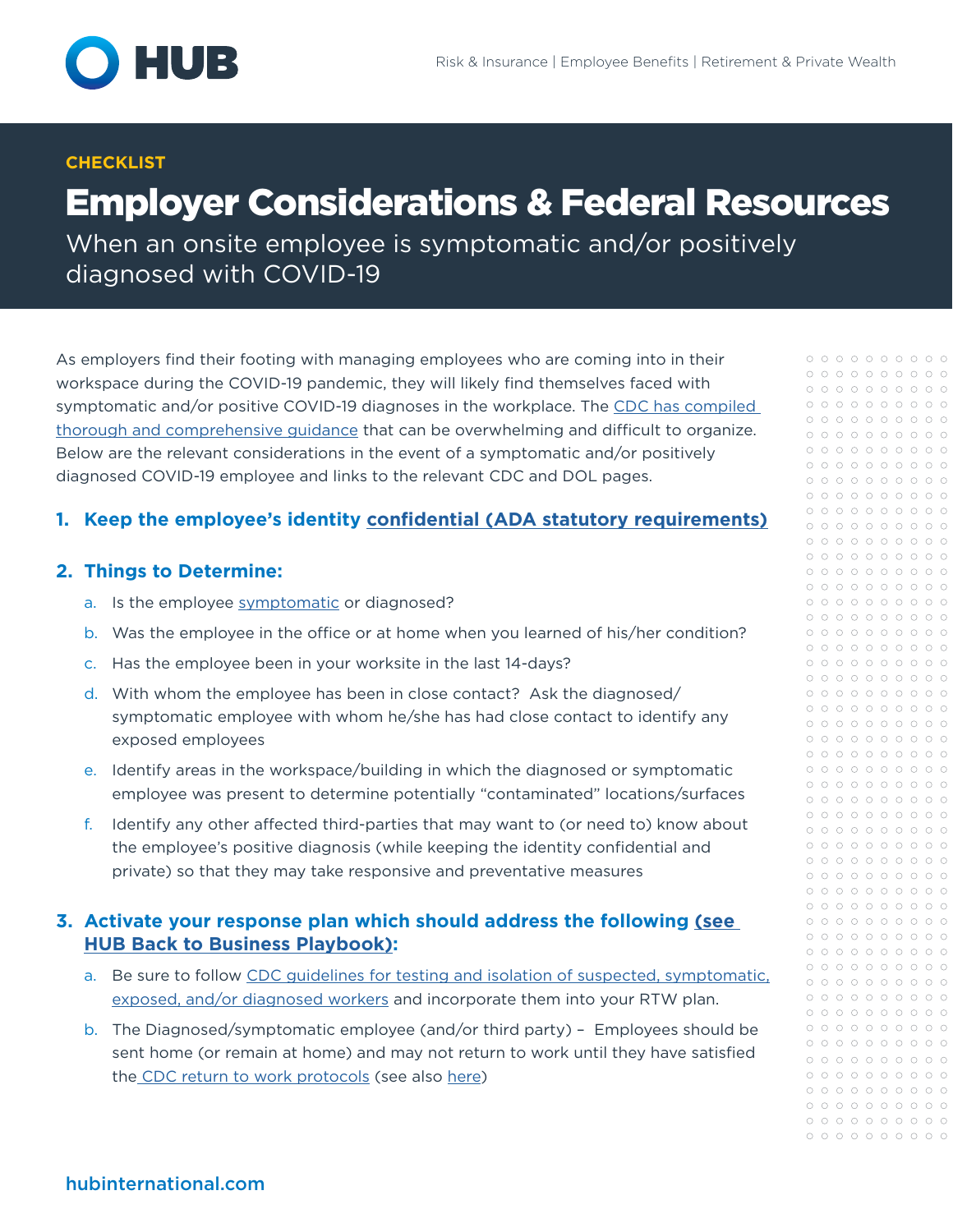CHECKLIST

# Employer Considerations & Federal Resources

When an onsite employee is symptomatic and/or positively diagnosed with COVID-19

As employers find their footing with managing employees who are coming into in their workspace during the COVID-19 pandemic, they will likely find themselves faced with symptomatic and/or positive COVID-19 diagnoses in the workplace. The CDC has compiled thorough and comprehensive guidance that can be overwhelming and difficult to organize. Below are the relevant considerations in the event of a symptomatic and/or positively diagnosed COVID-19 employee and links to the relevant CDC and DOL pages.

1. **Keep the employee's identity confidential (ADA statutory requirements)**

2. **Things to Determine:**
   a. Is the employee symptomatic or diagnosed?
   b. Was the employee in the office or at home when you learned of his/her condition?
   c. Has the employee been in your worksite in the last 14-days?
   d. With whom the employee has been in close contact? Ask the diagnosed/symptomatic employee with whom he/she has had close contact to identify any exposed employees
   e. Identify areas in the workspace/building in which the diagnosed or symptomatic employee was present to determine potentially "contaminated" locations/surfaces
   f. Identify any other affected third-parties that may want to (or need to) know about the employee's positive diagnosis (while keeping the identity confidential and private) so that they may take responsive and preventative measures

3. **Activate your response plan which should address the following (see HUB Back to Business Playbook):**
   a. Be sure to follow CDC guidelines for testing and isolation of suspected, symptomatic, exposed, and/or diagnosed workers and incorporate them into your RTW plan.
   b. The Diagnosed/symptomatic employee (and/or third party) – Employees should be sent home (or remain at home) and may not return to work until they have satisfied the CDC return to work protocols (see also here)

hubinternational.com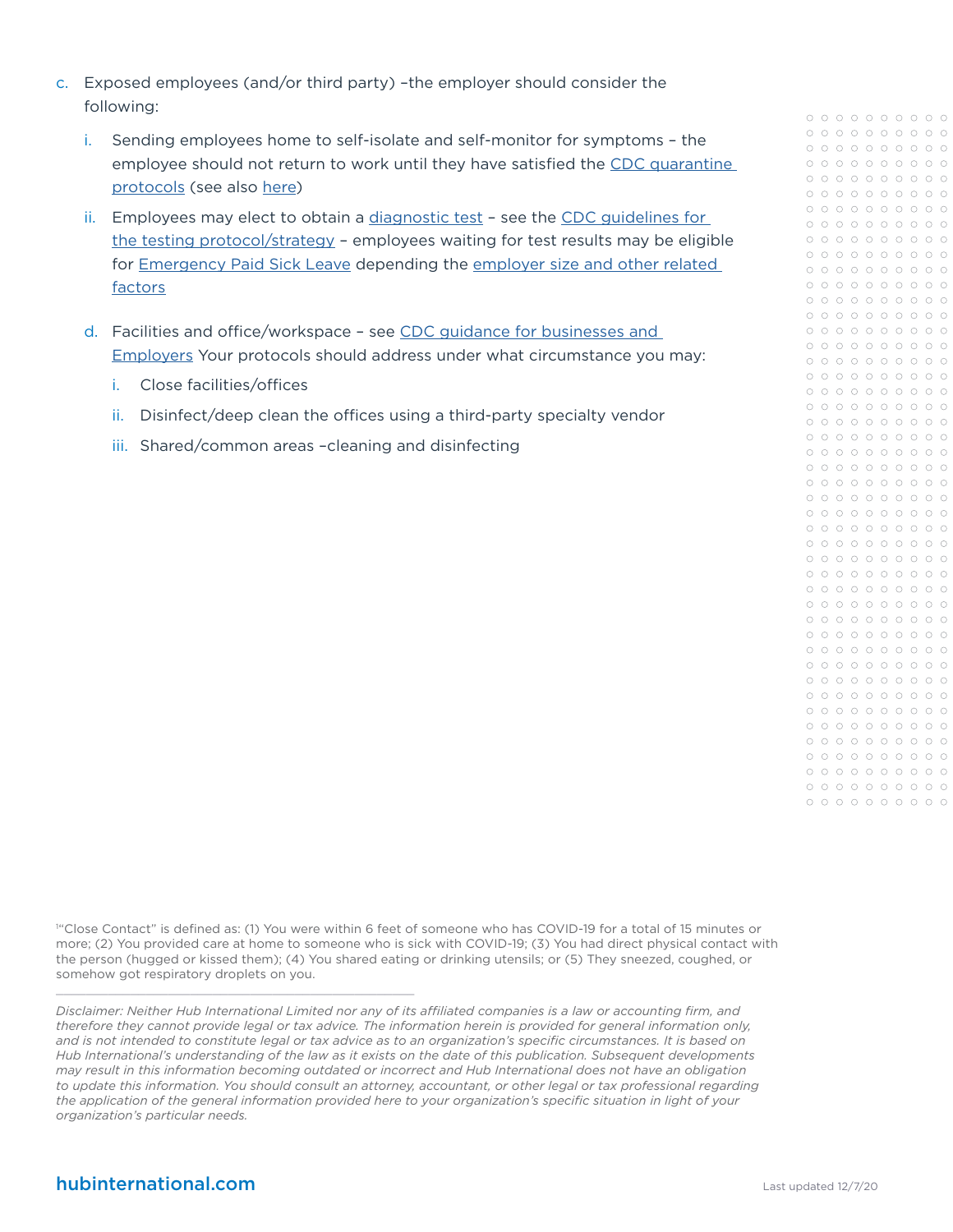c. Exposed employees (and/or third party) –the employer should consider the following:

   i. Sending employees home to self-isolate and self-monitor for symptoms – the employee should not return to work until they have satisfied the CDC quarantine protocols (see also here)

   ii. Employees may elect to obtain a diagnostic test – see the CDC guidelines for the testing protocol/strategy – employees waiting for test results may be eligible for Emergency Paid Sick Leave depending the employer size and other related factors

d. Facilities and office/workspace – see CDC guidance for businesses and Employers Your protocols should address under what circumstance you may:

   i. Close facilities/offices

   ii. Disinfect/deep clean the offices using a third-party specialty vendor

   iii. Shared/common areas –cleaning and disinfecting

[1]"Close Contact" is defined as: (1) You were within 6 feet of someone who has COVID-19 for a total of 15 minutes or more; (2) You provided care at home to someone who is sick with COVID-19; (3) You had direct physical contact with the person (hugged or kissed them); (4) You shared eating or drinking utensils; or (5) They sneezed, coughed, or somehow got respiratory droplets on you.

---

*Disclaimer: Neither Hub International Limited nor any of its affiliated companies is a law or accounting firm, and therefore they cannot provide legal or tax advice. The information herein is provided for general information only, and is not intended to constitute legal or tax advice as to an organization's specific circumstances. It is based on Hub International's understanding of the law as it exists on the date of this publication. Subsequent developments may result in this information becoming outdated or incorrect and Hub International does not have an obligation to update this information. You should consult an attorney, accountant, or other legal or tax professional regarding the application of the general information provided here to your organization's specific situation in light of your organization's particular needs.*

hubinternational.com

Last updated 12/7/20